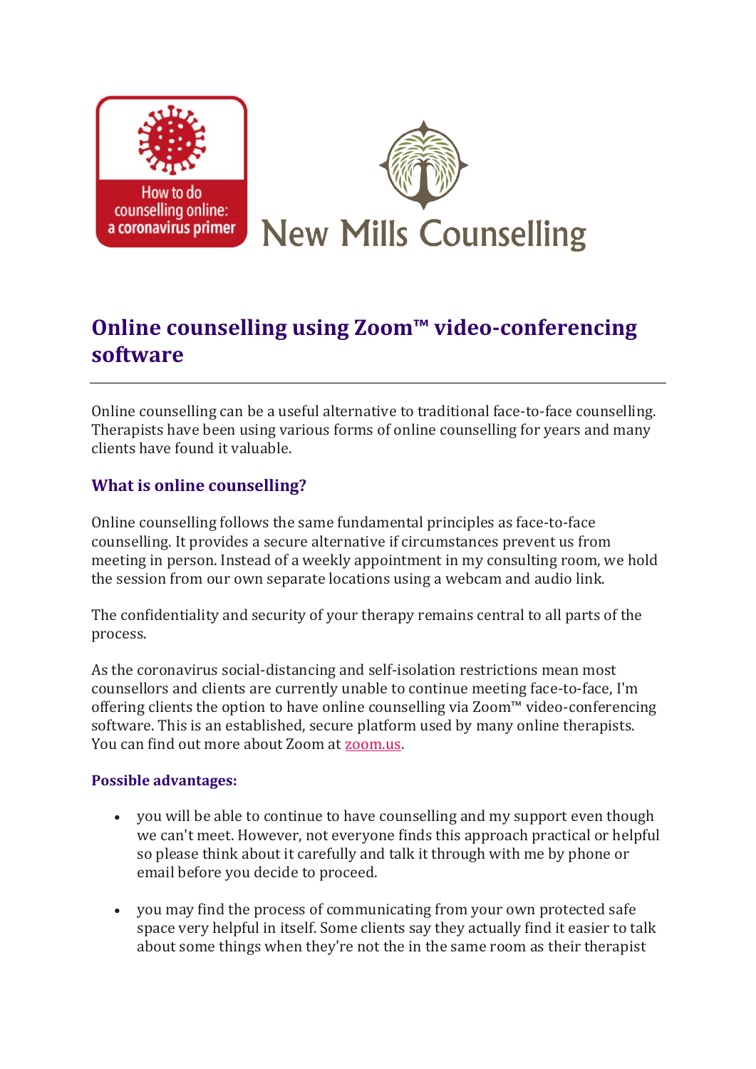How to do counselling online: a coronavirus primer

New Mills Counselling

# Online counselling using Zoom™ video-conferencing software

Online counselling can be a useful alternative to traditional face-to-face counselling. Therapists have been using various forms of online counselling for years and many clients have found it valuable.

## What is online counselling?

Online counselling follows the same fundamental principles as face-to-face counselling. It provides a secure alternative if circumstances prevent us from meeting in person. Instead of a weekly appointment in my consulting room, we hold the session from our own separate locations using a webcam and audio link.

The confidentiality and security of your therapy remains central to all parts of the process.

As the coronavirus social-distancing and self-isolation restrictions mean most counsellors and clients are currently unable to continue meeting face-to-face, I'm offering clients the option to have online counselling via Zoom™ video-conferencing software. This is an established, secure platform used by many online therapists. You can find out more about Zoom at [zoom.us](zoom.us).

### Possible advantages:

- you will be able to continue to have counselling and my support even though we can't meet. However, not everyone finds this approach practical or helpful so please think about it carefully and talk it through with me by phone or email before you decide to proceed.

- you may find the process of communicating from your own protected safe space very helpful in itself. Some clients say they actually find it easier to talk about some things when they're not the in the same room as their therapist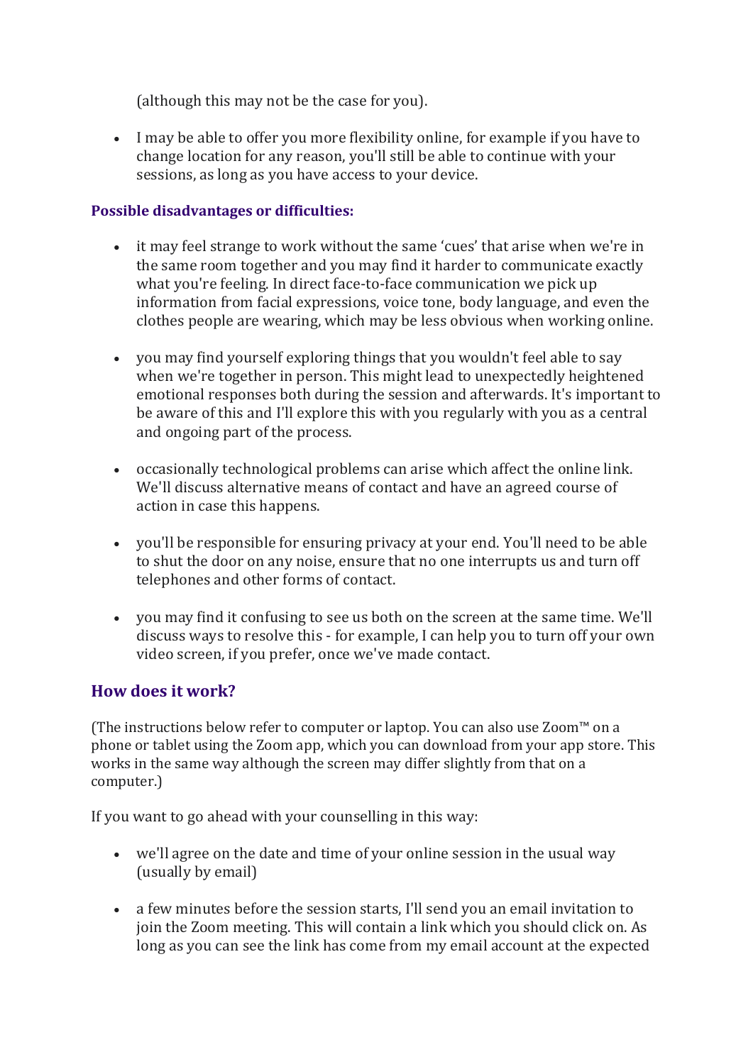(although this may not be the case for you).

- I may be able to offer you more flexibility online, for example if you have to change location for any reason, you'll still be able to continue with your sessions, as long as you have access to your device.

**Possible disadvantages or difficulties:**

- it may feel strange to work without the same 'cues' that arise when we're in the same room together and you may find it harder to communicate exactly what you're feeling. In direct face-to-face communication we pick up information from facial expressions, voice tone, body language, and even the clothes people are wearing, which may be less obvious when working online.

- you may find yourself exploring things that you wouldn't feel able to say when we're together in person. This might lead to unexpectedly heightened emotional responses both during the session and afterwards. It's important to be aware of this and I'll explore this with you regularly with you as a central and ongoing part of the process.

- occasionally technological problems can arise which affect the online link. We'll discuss alternative means of contact and have an agreed course of action in case this happens.

- you'll be responsible for ensuring privacy at your end. You'll need to be able to shut the door on any noise, ensure that no one interrupts us and turn off telephones and other forms of contact.

- you may find it confusing to see us both on the screen at the same time. We'll discuss ways to resolve this - for example, I can help you to turn off your own video screen, if you prefer, once we've made contact.

## How does it work?

(The instructions below refer to computer or laptop. You can also use Zoom™ on a phone or tablet using the Zoom app, which you can download from your app store. This works in the same way although the screen may differ slightly from that on a computer.)

If you want to go ahead with your counselling in this way:

- we'll agree on the date and time of your online session in the usual way (usually by email)

- a few minutes before the session starts, I'll send you an email invitation to join the Zoom meeting. This will contain a link which you should click on. As long as you can see the link has come from my email account at the expected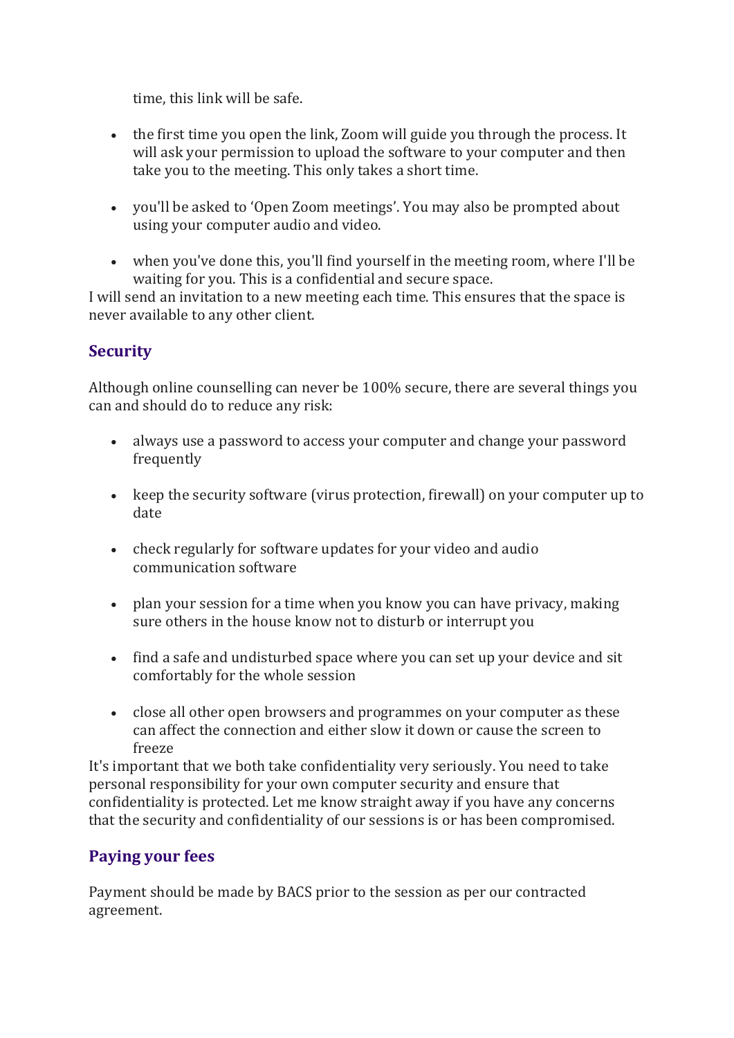time, this link will be safe.

- the first time you open the link, Zoom will guide you through the process. It will ask your permission to upload the software to your computer and then take you to the meeting. This only takes a short time.

- you'll be asked to 'Open Zoom meetings'. You may also be prompted about using your computer audio and video.

- when you've done this, you'll find yourself in the meeting room, where I'll be waiting for you. This is a confidential and secure space.

I will send an invitation to a new meeting each time. This ensures that the space is never available to any other client.

## Security

Although online counselling can never be 100% secure, there are several things you can and should do to reduce any risk:

- always use a password to access your computer and change your password frequently

- keep the security software (virus protection, firewall) on your computer up to date

- check regularly for software updates for your video and audio communication software

- plan your session for a time when you know you can have privacy, making sure others in the house know not to disturb or interrupt you

- find a safe and undisturbed space where you can set up your device and sit comfortably for the whole session

- close all other open browsers and programmes on your computer as these can affect the connection and either slow it down or cause the screen to freeze

It's important that we both take confidentiality very seriously. You need to take personal responsibility for your own computer security and ensure that confidentiality is protected. Let me know straight away if you have any concerns that the security and confidentiality of our sessions is or has been compromised.

## Paying your fees

Payment should be made by BACS prior to the session as per our contracted agreement.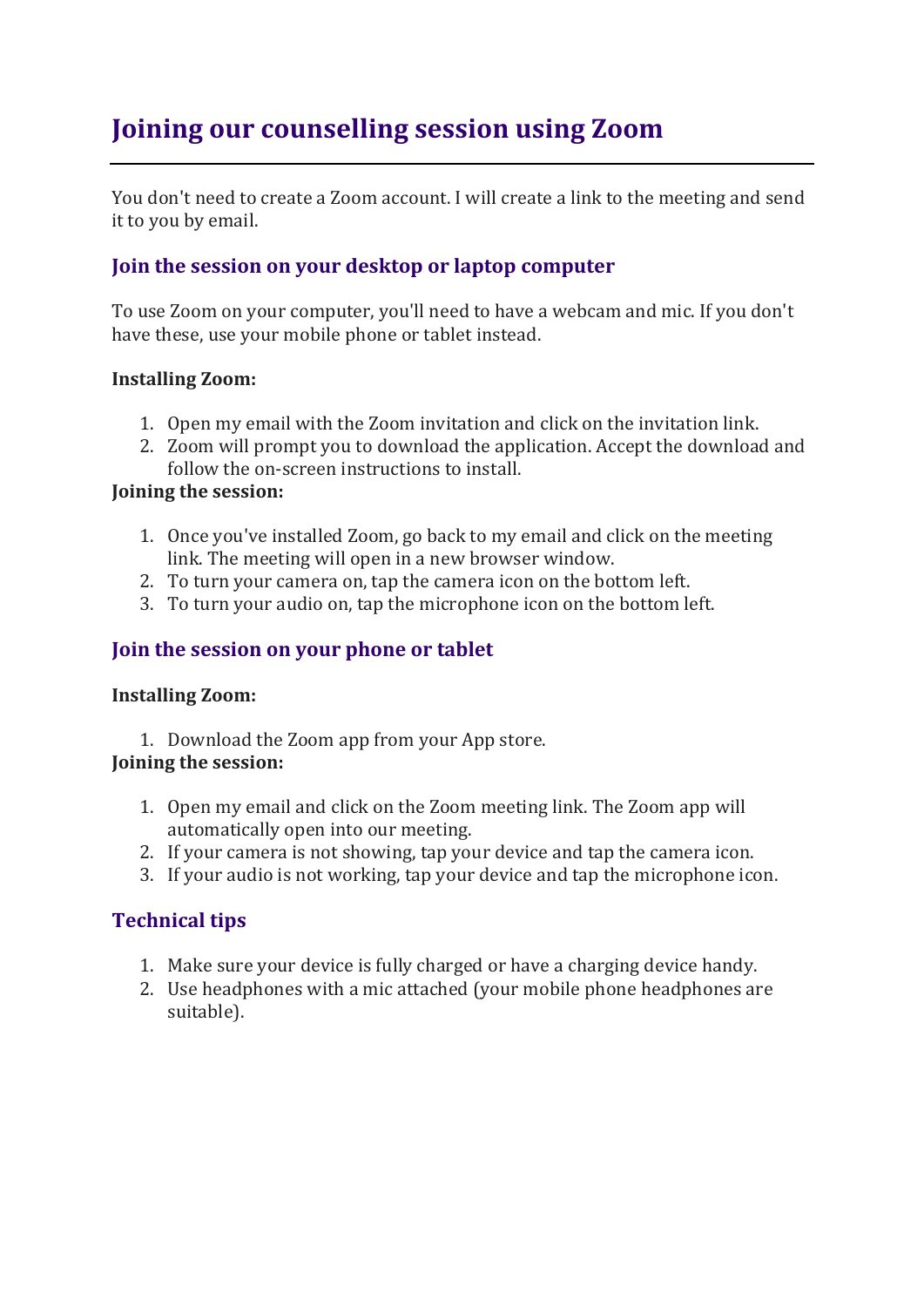# Joining our counselling session using Zoom

You don't need to create a Zoom account. I will create a link to the meeting and send it to you by email.

## Join the session on your desktop or laptop computer

To use Zoom on your computer, you'll need to have a webcam and mic. If you don't have these, use your mobile phone or tablet instead.

**Installing Zoom:**

1. Open my email with the Zoom invitation and click on the invitation link.
2. Zoom will prompt you to download the application. Accept the download and follow the on-screen instructions to install.

**Joining the session:**

1. Once you've installed Zoom, go back to my email and click on the meeting link. The meeting will open in a new browser window.
2. To turn your camera on, tap the camera icon on the bottom left.
3. To turn your audio on, tap the microphone icon on the bottom left.

## Join the session on your phone or tablet

**Installing Zoom:**

1. Download the Zoom app from your App store.

**Joining the session:**

1. Open my email and click on the Zoom meeting link. The Zoom app will automatically open into our meeting.
2. If your camera is not showing, tap your device and tap the camera icon.
3. If your audio is not working, tap your device and tap the microphone icon.

## Technical tips

1. Make sure your device is fully charged or have a charging device handy.
2. Use headphones with a mic attached (your mobile phone headphones are suitable).